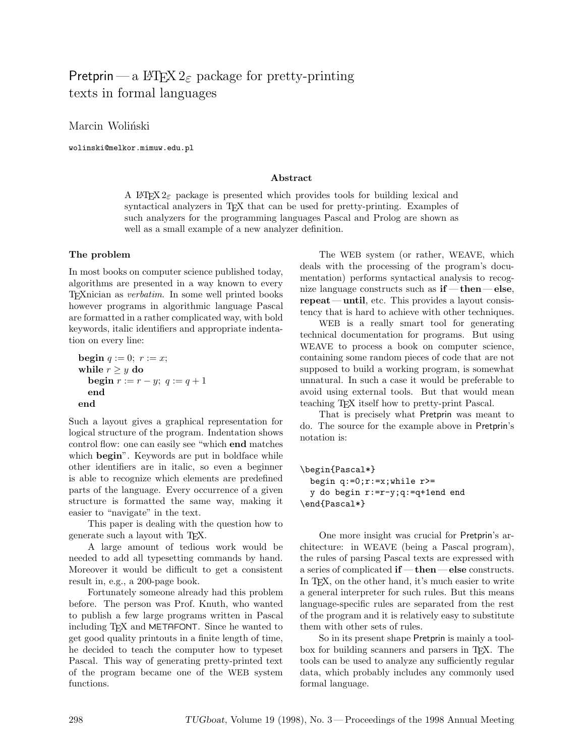# Pretprin — a $\LaTeX\,2_\varepsilon$ package for pretty-printing texts in formal languages

Marcin Woliński

wolinski@melkor.mimuw.edu.pl

### Abstract

A $\LaTeX\,2_\varepsilon$ package is presented which provides tools for building lexical and syntactical analyzers in TeX that can be used for pretty-printing. Examples of such analyzers for the programming languages Pascal and Prolog are shown as well as a small example of a new analyzer definition.

### The problem

In most books on computer science published today, algorithms are presented in a way known to every TeXnician as *verbatim*. In some well printed books however programs in algorithmic language Pascal are formatted in a rather complicated way, with bold keywords, italic identifiers and appropriate indentation on every line:

> **begin** $q := 0$; $r := x$;
> **while** $r \geq y$ **do**
>   **begin** $r := r - y$; $q := q + 1$
>   **end**
> **end**

Such a layout gives a graphical representation for logical structure of the program. Indentation shows control flow: one can easily see "which **end** matches which **begin**". Keywords are put in boldface while other identifiers are in italic, so even a beginner is able to recognize which elements are predefined parts of the language. Every occurrence of a given structure is formatted the same way, making it easier to "navigate" in the text.

This paper is dealing with the question how to generate such a layout with TeX.

A large amount of tedious work would be needed to add all typesetting commands by hand. Moreover it would be difficult to get a consistent result in, e.g., a 200-page book.

Fortunately someone already had this problem before. The person was Prof. Knuth, who wanted to publish a few large programs written in Pascal including TeX and METAFONT. Since he wanted to get good quality printouts in a finite length of time, he decided to teach the computer how to typeset Pascal. This way of generating pretty-printed text of the program became one of the WEB system functions.

The WEB system (or rather, WEAVE, which deals with the processing of the program's documentation) performs syntactical analysis to recognize language constructs such as **if** — **then** — **else**, **repeat** — **until**, etc. This provides a layout consistency that is hard to achieve with other techniques.

WEB is a really smart tool for generating technical documentation for programs. But using WEAVE to process a book on computer science, containing some random pieces of code that are not supposed to build a working program, is somewhat unnatural. In such a case it would be preferable to avoid using external tools. But that would mean teaching TeX itself how to pretty-print Pascal.

That is precisely what Pretprin was meant to do. The source for the example above in Pretprin's notation is:

```
\begin{Pascal*}
  begin q:=0;r:=x;while r>=
  y do begin r:=r-y;q:=q+1end end
\end{Pascal*}
```

One more insight was crucial for Pretprin's architecture: in WEAVE (being a Pascal program), the rules of parsing Pascal texts are expressed with a series of complicated **if** — **then** — **else** constructs. In TeX, on the other hand, it's much easier to write a general interpreter for such rules. But this means language-specific rules are separated from the rest of the program and it is relatively easy to substitute them with other sets of rules.

So in its present shape Pretprin is mainly a toolbox for building scanners and parsers in TeX. The tools can be used to analyze any sufficiently regular data, which probably includes any commonly used formal language.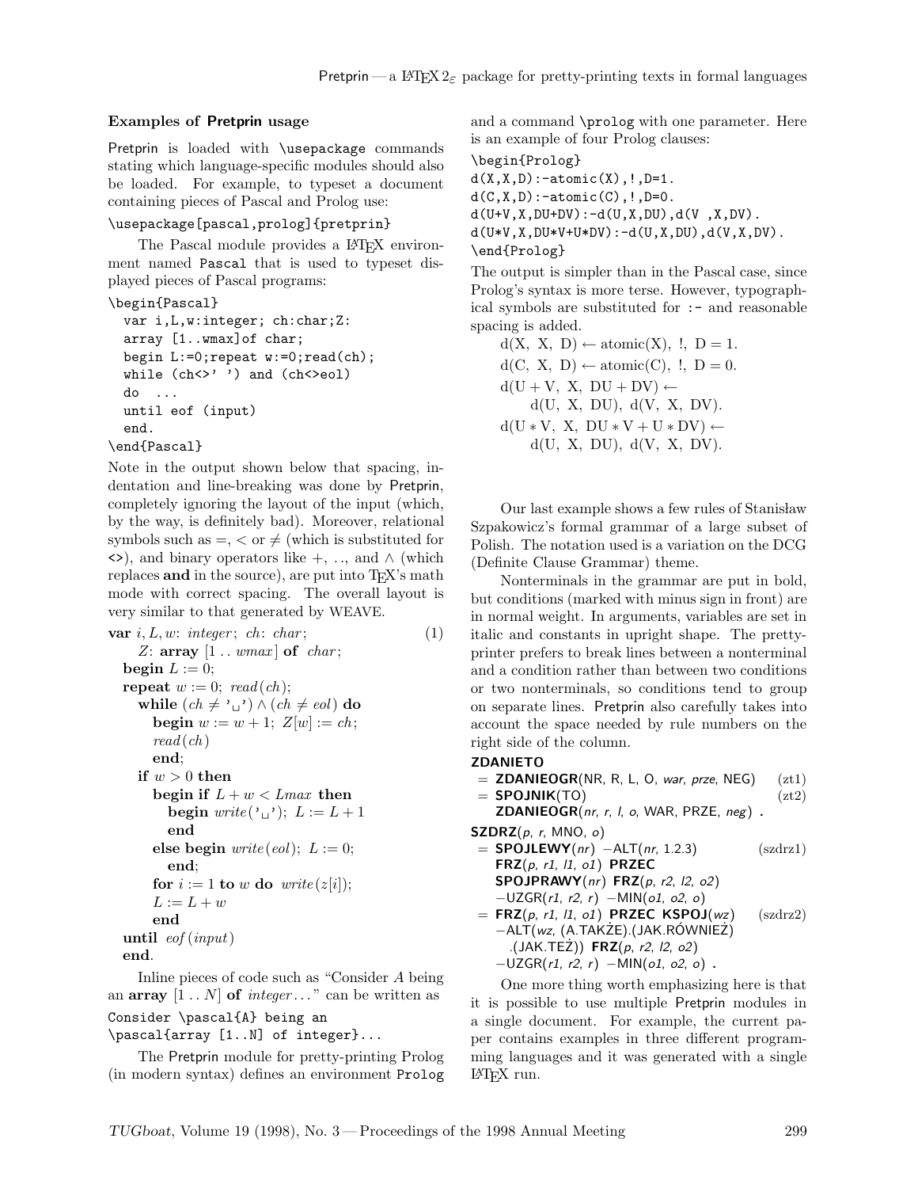### Examples of Pretprin usage

Pretprin is loaded with `\usepackage` commands stating which language-specific modules should also be loaded. For example, to typeset a document containing pieces of Pascal and Prolog use:

```
\usepackage[pascal,prolog]{pretprin}
```

The Pascal module provides a LaTeX environment named `Pascal` that is used to typeset displayed pieces of Pascal programs:

```
\begin{Pascal}
  var i,L,w:integer; ch:char;Z:
  array [1..wmax]of char;
  begin L:=0;repeat w:=0;read(ch);
  while (ch<>' ') and (ch<>eol)
  do  ...
  until eof (input)
  end.
\end{Pascal}
```

Note in the output shown below that spacing, indentation and line-breaking was done by Pretprin, completely ignoring the layout of the input (which, by the way, is definitely bad). Moreover, relational symbols such as $=$, $<$ or $\neq$ (which is substituted for `<>`), and binary operators like $+$, $\mathinner{..}$, and $\wedge$ (which replaces **and** in the source), are put into TeX's math mode with correct spacing. The overall layout is very similar to that generated by WEAVE.

**var** $i, L, w$: *integer*; $ch$: *char*; (1)
    $Z$: **array** $[1\mathinner{..}wmax]$ **of** *char*;
  **begin** $L := 0$;
  **repeat** $w := 0$; *read*($ch$);
    **while** $(ch \neq$ '␣'$) \wedge (ch \neq eol)$ **do**
      **begin** $w := w + 1$; $Z[w] := ch$;
      *read*($ch$)
      **end**;
    **if** $w > 0$ **then**
      **begin if** $L + w < Lmax$ **then**
        **begin** *write*('␣'); $L := L + 1$
        **end**
      **else begin** *write*($eol$); $L := 0$;
        **end**;
      **for** $i := 1$ **to** $w$ **do** *write*($z[i]$);
      $L := L + w$
      **end**
  **until** *eof*(*input*)
  **end**.

Inline pieces of code such as "Consider $A$ being an **array** $[1\mathinner{..}N]$ **of** *integer*..." can be written as

```
Consider \pascal{A} being an
\pascal{array [1..N] of integer}...
```

The Pretprin module for pretty-printing Prolog (in modern syntax) defines an environment `Prolog` and a command `\prolog` with one parameter. Here is an example of four Prolog clauses:

```
\begin{Prolog}
d(X,X,D):-atomic(X),!,D=1.
d(C,X,D):-atomic(C),!,D=0.
d(U+V,X,DU+DV):-d(U,X,DU),d(V ,X,DV).
d(U*V,X,DU*V+U*DV):-d(U,X,DU),d(V,X,DV).
\end{Prolog}
```

The output is simpler than in the Pascal case, since Prolog's syntax is more terse. However, typographical symbols are substituted for `:-` and reasonable spacing is added.

$\mathrm{d(X,\ X,\ D)} \leftarrow \mathrm{atomic(X),\ !,\ D = 1.}$
$\mathrm{d(C,\ X,\ D)} \leftarrow \mathrm{atomic(C),\ !,\ D = 0.}$
$\mathrm{d(U + V,\ X,\ DU + DV)} \leftarrow$
    $\mathrm{d(U,\ X,\ DU),\ d(V,\ X,\ DV).}$
$\mathrm{d(U * V,\ X,\ DU * V + U * DV)} \leftarrow$
    $\mathrm{d(U,\ X,\ DU),\ d(V,\ X,\ DV).}$

Our last example shows a few rules of Stanisław Szpakowicz's formal grammar of a large subset of Polish. The notation used is a variation on the DCG (Definite Clause Grammar) theme.

Nonterminals in the grammar are put in bold, but conditions (marked with minus sign in front) are in normal weight. In arguments, variables are set in italic and constants in upright shape. The pretty-printer prefers to break lines between a nonterminal and a condition rather than between two conditions or two nonterminals, so conditions tend to group on separate lines. Pretprin also carefully takes into account the space needed by rule numbers on the right side of the column.

**ZDANIETO**
 = **ZDANIEOGR**(NR, R, L, O, *war*, *prze*, NEG) (zt1)
 = **SPOJNIK**(TO) (zt2)
  **ZDANIEOGR**(*nr*, *r*, *l*, *o*, WAR, PRZE, *neg*) .

**SZDRZ**(*p*, *r*, MNO, *o*)
 = **SPOJLEWY**(*nr*) −ALT(*nr*, 1.2.3) (szdrz1)
  **FRZ**(*p*, *r1*, *l1*, *o1*) **PRZEC**
  **SPOJPRAWY**(*nr*) **FRZ**(*p*, *r2*, *l2*, *o2*)
  −UZGR(*r1*, *r2*, *r*) −MIN(*o1*, *o2*, *o*)
 = **FRZ**(*p*, *r1*, *l1*, *o1*) **PRZEC KSPOJ**(*wz*) (szdrz2)
  −ALT(*wz*, (A.TAKŻE).(JAK.RÓWNIEŻ)
   .(JAK.TEŻ)) **FRZ**(*p*, *r2*, *l2*, *o2*)
  −UZGR(*r1*, *r2*, *r*) −MIN(*o1*, *o2*, *o*) .

One more thing worth emphasizing here is that it is possible to use multiple Pretprin modules in a single document. For example, the current paper contains examples in three different programming languages and it was generated with a single LaTeX run.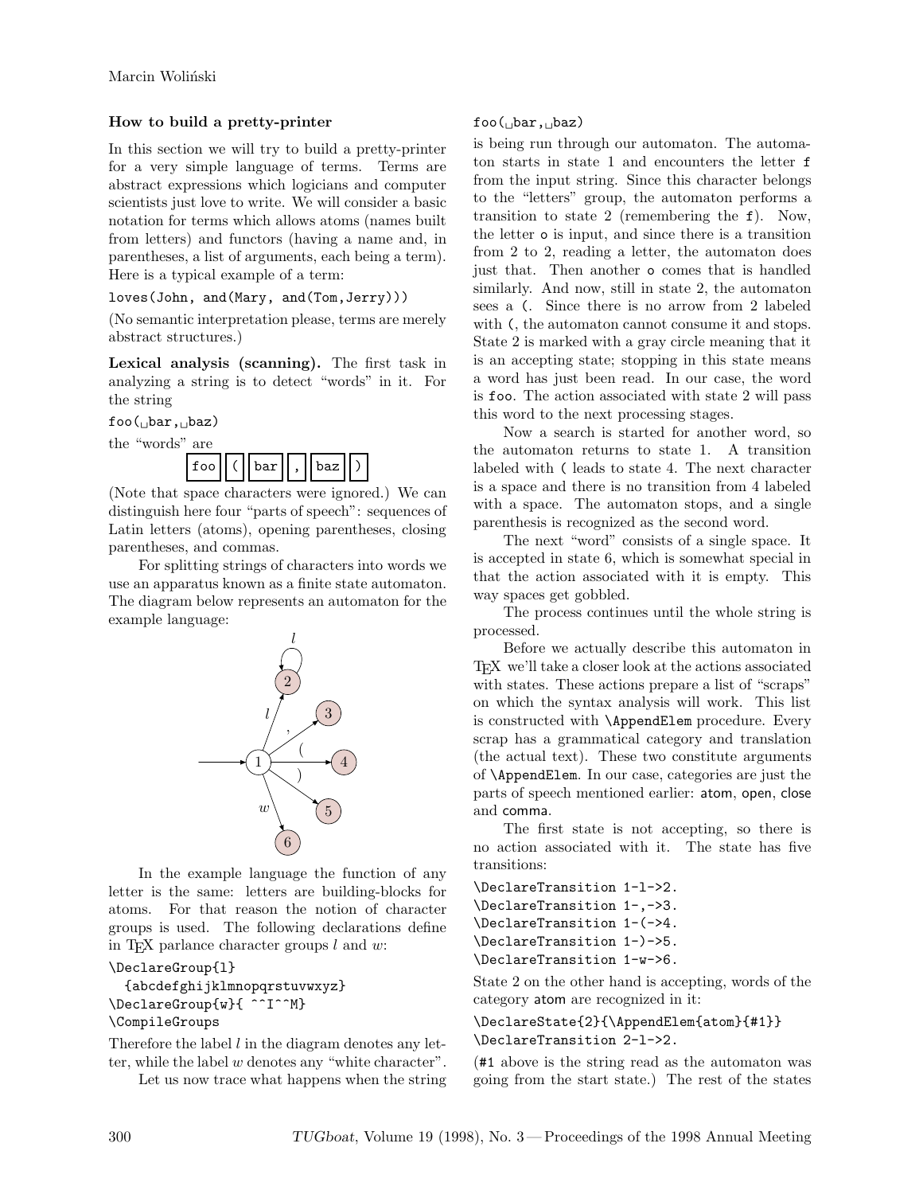### How to build a pretty-printer

In this section we will try to build a pretty-printer for a very simple language of terms. Terms are abstract expressions which logicians and computer scientists just love to write. We will consider a basic notation for terms which allows atoms (names built from letters) and functors (having a name and, in parentheses, a list of arguments, each being a term). Here is a typical example of a term:

```
loves(John, and(Mary, and(Tom,Jerry)))
```

(No semantic interpretation please, terms are merely abstract structures.)

**Lexical analysis (scanning).** The first task in analyzing a string is to detect "words" in it. For the string

`foo(␣bar,␣baz)`

the "words" are

`foo` `(` `bar` `,` `baz` `)`

(Note that space characters were ignored.) We can distinguish here four "parts of speech": sequences of Latin letters (atoms), opening parentheses, closing parentheses, and commas.

For splitting strings of characters into words we use an apparatus known as a finite state automaton. The diagram below represents an automaton for the example language:

In the example language the function of any letter is the same: letters are building-blocks for atoms. For that reason the notion of character groups is used. The following declarations define in TEX parlance character groups $l$ and $w$:

```
\DeclareGroup{l}
  {abcdefghijklmnopqrstuvwxyz}
\DeclareGroup{w}{ ^^I^^M}
\CompileGroups
```

Therefore the label $l$ in the diagram denotes any letter, while the label $w$ denotes any "white character".

Let us now trace what happens when the string

`foo(␣bar,␣baz)`

is being run through our automaton. The automaton starts in state 1 and encounters the letter `f` from the input string. Since this character belongs to the "letters" group, the automaton performs a transition to state 2 (remembering the `f`). Now, the letter `o` is input, and since there is a transition from 2 to 2, reading a letter, the automaton does just that. Then another `o` comes that is handled similarly. And now, still in state 2, the automaton sees a `(`. Since there is no arrow from 2 labeled with `(`, the automaton cannot consume it and stops. State 2 is marked with a gray circle meaning that it is an accepting state; stopping in this state means a word has just been read. In our case, the word is `foo`. The action associated with state 2 will pass this word to the next processing stages.

Now a search is started for another word, so the automaton returns to state 1. A transition labeled with `(` leads to state 4. The next character is a space and there is no transition from 4 labeled with a space. The automaton stops, and a single parenthesis is recognized as the second word.

The next "word" consists of a single space. It is accepted in state 6, which is somewhat special in that the action associated with it is empty. This way spaces get gobbled.

The process continues until the whole string is processed.

Before we actually describe this automaton in TEX we'll take a closer look at the actions associated with states. These actions prepare a list of "scraps" on which the syntax analysis will work. This list is constructed with `\AppendElem` procedure. Every scrap has a grammatical category and translation (the actual text). These two constitute arguments of `\AppendElem`. In our case, categories are just the parts of speech mentioned earlier: atom, open, close and comma.

The first state is not accepting, so there is no action associated with it. The state has five transitions:

```
\DeclareTransition 1-l->2.
\DeclareTransition 1-,->3.
\DeclareTransition 1-(->4.
\DeclareTransition 1-)->5.
\DeclareTransition 1-w->6.
```

State 2 on the other hand is accepting, words of the category atom are recognized in it:

```
\DeclareState{2}{\AppendElem{atom}{#1}}
\DeclareTransition 2-l->2.
```

(`#1` above is the string read as the automaton was going from the start state.) The rest of the states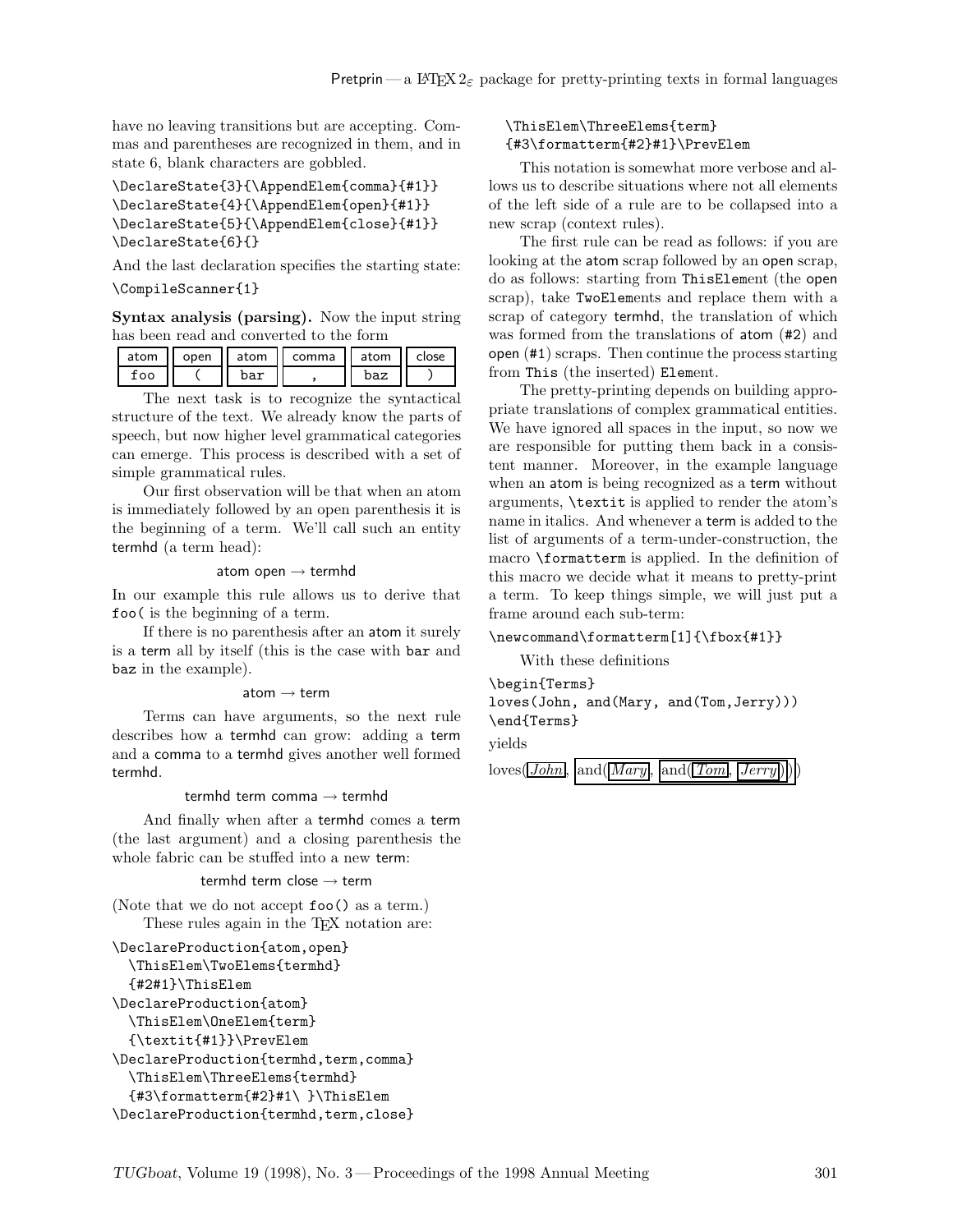have no leaving transitions but are accepting. Commas and parentheses are recognized in them, and in state 6, blank characters are gobbled.

```
\DeclareState{3}{\AppendElem{comma}{#1}}
\DeclareState{4}{\AppendElem{open}{#1}}
\DeclareState{5}{\AppendElem{close}{#1}}
\DeclareState{6}{}
```

And the last declaration specifies the starting state:

```
\CompileScanner{1}
```

**Syntax analysis (parsing).** Now the input string has been read and converted to the form

| atom | open | atom | comma | atom | close |
|---|---|---|---|---|---|
| foo | ( | bar | , | baz | ) |

The next task is to recognize the syntactical structure of the text. We already know the parts of speech, but now higher level grammatical categories can emerge. This process is described with a set of simple grammatical rules.

Our first observation will be that when an atom is immediately followed by an open parenthesis it is the beginning of a term. We'll call such an entity termhd (a term head):

atom open → termhd

In our example this rule allows us to derive that `foo(` is the beginning of a term.

If there is no parenthesis after an atom it surely is a term all by itself (this is the case with `bar` and `baz` in the example).

atom → term

Terms can have arguments, so the next rule describes how a termhd can grow: adding a term and a comma to a termhd gives another well formed termhd.

termhd term comma → termhd

And finally when after a termhd comes a term (the last argument) and a closing parenthesis the whole fabric can be stuffed into a new term:

termhd term close → term

(Note that we do not accept `foo()` as a term.)

These rules again in the TeX notation are:

```
\DeclareProduction{atom,open}
  \ThisElem\TwoElems{termhd}
  {#2#1}\ThisElem
\DeclareProduction{atom}
  \ThisElem\OneElem{term}
  {\textit{#1}}\PrevElem
\DeclareProduction{termhd,term,comma}
  \ThisElem\ThreeElems{termhd}
  {#3\formatterm{#2}#1\ }\ThisElem
\DeclareProduction{termhd,term,close}
  \ThisElem\ThreeElems{term}
  {#3\formatterm{#2}#1}\PrevElem
```

This notation is somewhat more verbose and allows us to describe situations where not all elements of the left side of a rule are to be collapsed into a new scrap (context rules).

The first rule can be read as follows: if you are looking at the atom scrap followed by an open scrap, do as follows: starting from `ThisElem`ent (the open scrap), take `TwoElem`ents and replace them with a scrap of category termhd, the translation of which was formed from the translations of atom (`#2`) and open (`#1`) scraps. Then continue the process starting from `This` (the inserted) `Elem`ent.

The pretty-printing depends on building appropriate translations of complex grammatical entities. We have ignored all spaces in the input, so now we are responsible for putting them back in a consistent manner. Moreover, in the example language when an atom is being recognized as a term without arguments, `\textit` is applied to render the atom's name in italics. And whenever a term is added to the list of arguments of a term-under-construction, the macro `\formatterm` is applied. In the definition of this macro we decide what it means to pretty-print a term. To keep things simple, we will just put a frame around each sub-term:

```
\newcommand\formatterm[1]{\fbox{#1}}
```

With these definitions

```
\begin{Terms}
loves(John, and(Mary, and(Tom,Jerry)))
\end{Terms}
```

yields

loves([*John*], [and([*Mary*], [and([*Tom*], [*Jerry*])])])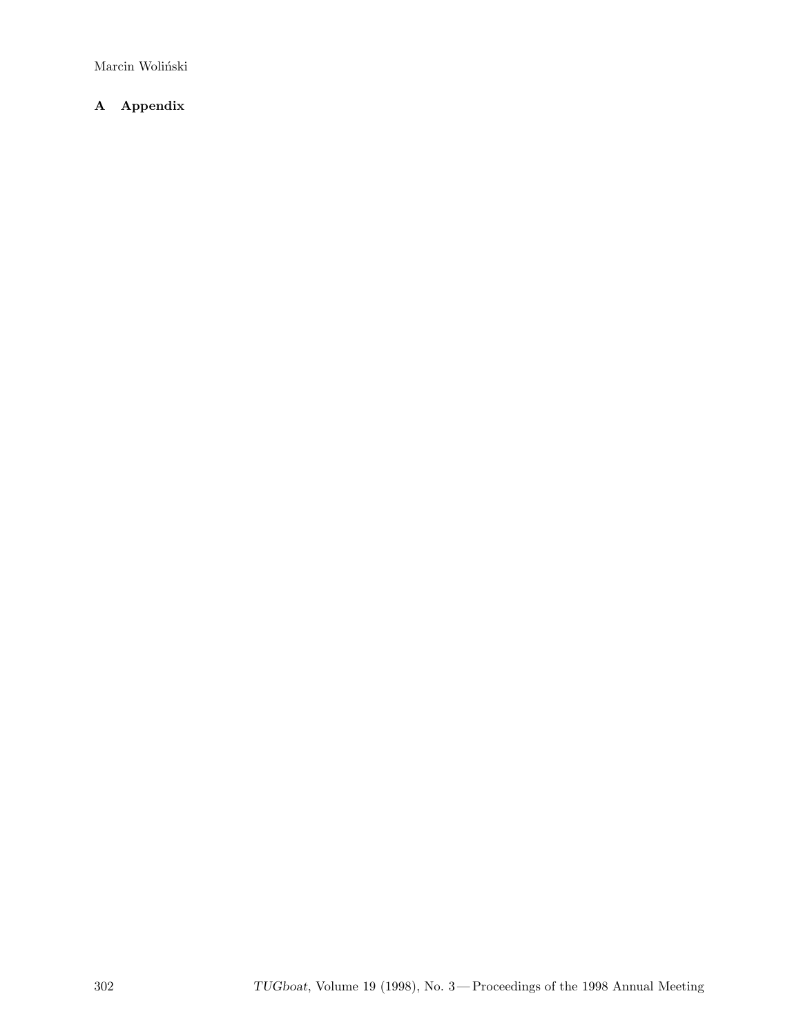## A Appendix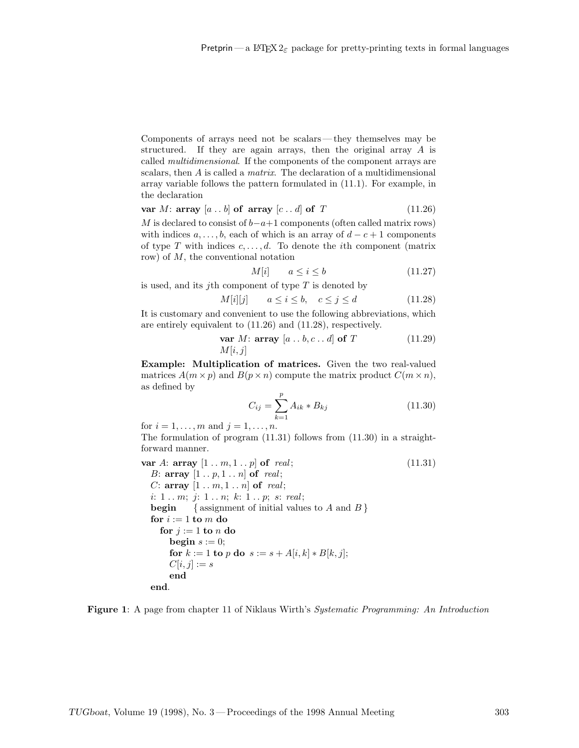Components of arrays need not be scalars — they themselves may be structured. If they are again arrays, then the original array $A$ is called *multidimensional*. If the components of the component arrays are scalars, then $A$ is called a *matrix*. The declaration of a multidimensional array variable follows the pattern formulated in (11.1). For example, in the declaration

$$\textbf{var } M\text{: } \textbf{array } [a \mathinner{..} b] \textbf{ of array } [c \mathinner{..} d] \textbf{ of } T \tag{11.26}$$

$M$ is declared to consist of $b-a+1$ components (often called matrix rows) with indices $a, \ldots, b$, each of which is an array of $d-c+1$ components of type $T$ with indices $c, \ldots, d$. To denote the $i$th component (matrix row) of $M$, the conventional notation

$$M[i] \qquad a \le i \le b \tag{11.27}$$

is used, and its $j$th component of type $T$ is denoted by

$$M[i][j] \qquad a \le i \le b, \quad c \le j \le d \tag{11.28}$$

It is customary and convenient to use the following abbreviations, which are entirely equivalent to (11.26) and (11.28), respectively.

$$\begin{aligned} &\textbf{var } M\text{: } \textbf{array } [a \mathinner{..} b, c \mathinner{..} d] \textbf{ of } T \\ &M[i,j] \end{aligned} \tag{11.29}$$

**Example: Multiplication of matrices.** Given the two real-valued matrices $A(m \times p)$ and $B(p \times n)$ compute the matrix product $C(m \times n)$, as defined by

$$C_{ij} = \sum_{k=1}^{p} A_{ik} * B_{kj} \tag{11.30}$$

for $i = 1, \ldots, m$ and $j = 1, \ldots, n$.
The formulation of program (11.31) follows from (11.30) in a straightforward manner.

```
var A: array [1 .. m, 1 .. p] of real;                          (11.31)
  B: array [1 .. p, 1 .. n] of real;
  C: array [1 .. m, 1 .. n] of real;
  i: 1 .. m; j: 1 .. n; k: 1 .. p; s: real;
  begin    { assignment of initial values to A and B }
  for i := 1 to m do
    for j := 1 to n do
      begin s := 0;
      for k := 1 to p do s := s + A[i, k] * B[k, j];
      C[i, j] := s
      end
  end.
```

**Figure 1**: A page from chapter 11 of Niklaus Wirth's *Systematic Programming: An Introduction*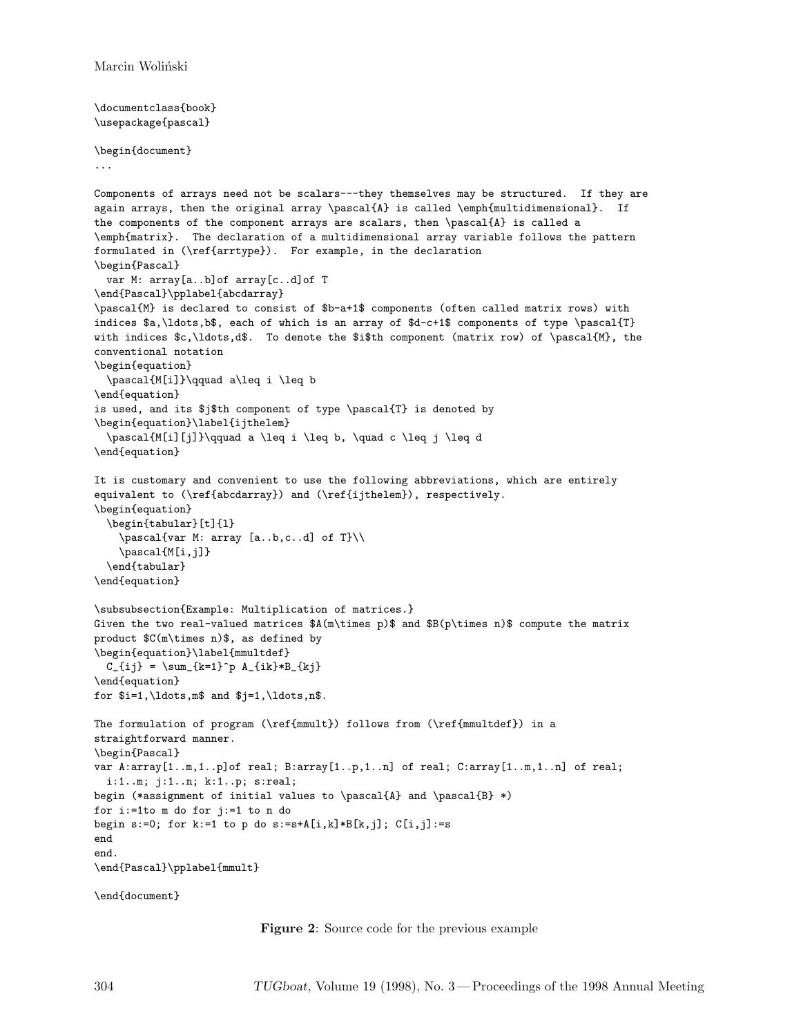```
\documentclass{book}
\usepackage{pascal}

\begin{document}
...

Components of arrays need not be scalars---they themselves may be structured.  If they are
again arrays, then the original array \pascal{A} is called \emph{multidimensional}.  If
the components of the component arrays are scalars, then \pascal{A} is called a
\emph{matrix}.  The declaration of a multidimensional array variable follows the pattern
formulated in (\ref{arrtype}).  For example, in the declaration
\begin{Pascal}
  var M: array[a..b]of array[c..d]of T
\end{Pascal}\pplabel{abcdarray}
\pascal{M} is declared to consist of $b-a+1$ components (often called matrix rows) with
indices $a,\ldots,b$, each of which is an array of $d-c+1$ components of type \pascal{T}
with indices $c,\ldots,d$.  To denote the $i$th component (matrix row) of \pascal{M}, the
conventional notation
\begin{equation}
  \pascal{M[i]}\qquad a\leq i \leq b
\end{equation}
is used, and its $j$th component of type \pascal{T} is denoted by
\begin{equation}\label{ijthelem}
  \pascal{M[i][j]}\qquad a \leq i \leq b, \quad c \leq j \leq d
\end{equation}

It is customary and convenient to use the following abbreviations, which are entirely
equivalent to (\ref{abcdarray}) and (\ref{ijthelem}), respectively.
\begin{equation}
  \begin{tabular}[t]{l}
    \pascal{var M: array [a..b,c..d] of T}\\
    \pascal{M[i,j]}
  \end{tabular}
\end{equation}

\subsubsection{Example: Multiplication of matrices.}
Given the two real-valued matrices $A(m\times p)$ and $B(p\times n)$ compute the matrix
product $C(m\times n)$, as defined by
\begin{equation}\label{mmultdef}
  C_{ij} = \sum_{k=1}^p A_{ik}*B_{kj}
\end{equation}
for $i=1,\ldots,m$ and $j=1,\ldots,n$.

The formulation of program (\ref{mmult}) follows from (\ref{mmultdef}) in a
straightforward manner.
\begin{Pascal}
var A:array[1..m,1..p]of real; B:array[1..p,1..n] of real; C:array[1..m,1..n] of real;
  i:1..m; j:1..n; k:1..p; s:real;
begin (*assignment of initial values to \pascal{A} and \pascal{B} *)
for i:=1to m do for j:=1 to n do
begin s:=0; for k:=1 to p do s:=s+A[i,k]*B[k,j]; C[i,j]:=s
end
end.
\end{Pascal}\pplabel{mmult}

\end{document}
```

**Figure 2**: Source code for the previous example